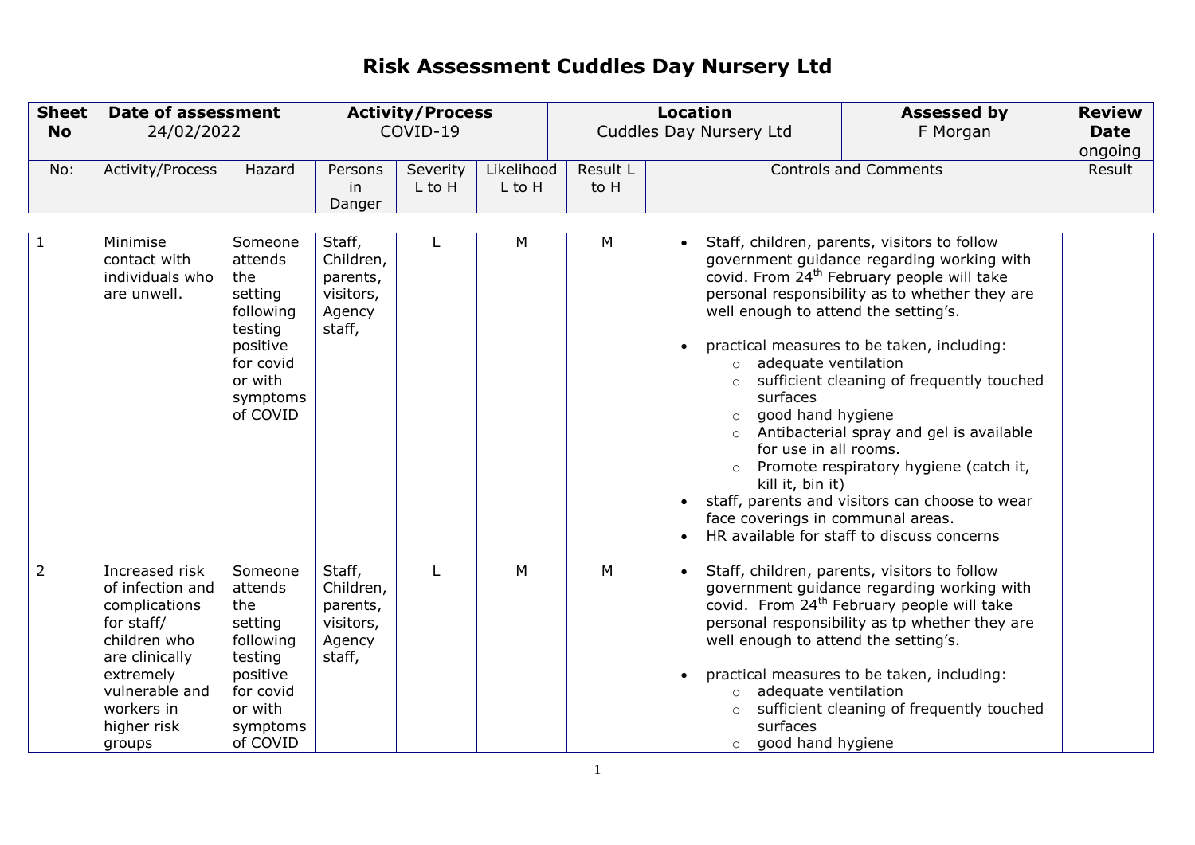# Risk Assessment Cuddles Day Nursery Ltd

| Sheet No | Date of assessment | Activity/Process | Location | Assessed by | Review Date |
|---|---|---|---|---|---|
| | 24/02/2022 | COVID-19 | Cuddles Day Nursery Ltd | F Morgan | ongoing |

| No: | Activity/Process | Hazard | Persons in Danger | Severity L to H | Likelihood L to H | Result L to H | Controls and Comments | Result |
|---|---|---|---|---|---|---|---|---|
| 1 | Minimise contact with individuals who are unwell. | Someone attends the setting following testing positive for covid or with symptoms of COVID | Staff, Children, parents, visitors, Agency staff, | L | M | M | • Staff, children, parents, visitors to follow government guidance regarding working with covid. From 24th February people will take personal responsibility as to whether they are well enough to attend the setting's.<br><br>• practical measures to be taken, including:<br>  ○ adequate ventilation<br>  ○ sufficient cleaning of frequently touched surfaces<br>  ○ good hand hygiene<br>  ○ Antibacterial spray and gel is available for use in all rooms.<br>  ○ Promote respiratory hygiene (catch it, kill it, bin it)<br>• staff, parents and visitors can choose to wear face coverings in communal areas.<br>• HR available for staff to discuss concerns | |
| 2 | Increased risk of infection and complications for staff/ children who are clinically extremely vulnerable and workers in higher risk groups | Someone attends the setting following testing positive for covid or with symptoms of COVID | Staff, Children, parents, visitors, Agency staff, | L | M | M | • Staff, children, parents, visitors to follow government guidance regarding working with covid. From 24th February people will take personal responsibility as tp whether they are well enough to attend the setting's.<br><br>• practical measures to be taken, including:<br>  ○ adequate ventilation<br>  ○ sufficient cleaning of frequently touched surfaces<br>  ○ good hand hygiene | |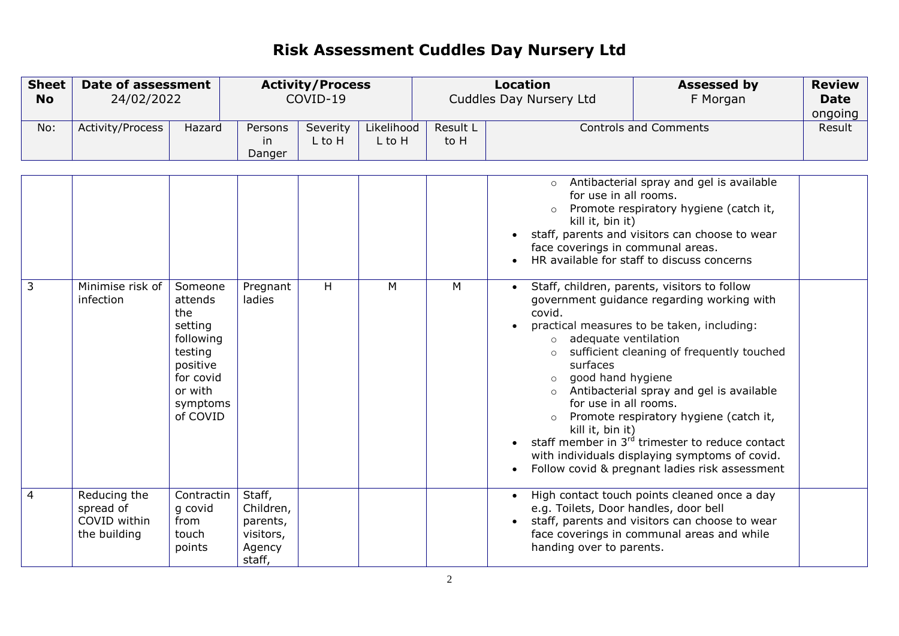# Risk Assessment Cuddles Day Nursery Ltd

| Sheet No | Date of assessment | | Activity/Process | | | Location | | Assessed by | Review Date |
|---|---|---|---|---|---|---|---|---|---|
| | 24/02/2022 | | COVID-19 | | | Cuddles Day Nursery Ltd | | F Morgan | ongoing |

| No: | Activity/Process | Hazard | Persons in Danger | Severity L to H | Likelihood L to H | Result L to H | Controls and Comments | Result |
|---|---|---|---|---|---|---|---|---|
| | | | | | | | ◦ Antibacterial spray and gel is available for use in all rooms.<br>◦ Promote respiratory hygiene (catch it, kill it, bin it)<br>• staff, parents and visitors can choose to wear face coverings in communal areas.<br>• HR available for staff to discuss concerns | |
| 3 | Minimise risk of infection | Someone attends the setting following testing positive for covid or with symptoms of COVID | Pregnant ladies | H | M | M | • Staff, children, parents, visitors to follow government guidance regarding working with covid.<br>• practical measures to be taken, including:<br>◦ adequate ventilation<br>◦ sufficient cleaning of frequently touched surfaces<br>◦ good hand hygiene<br>◦ Antibacterial spray and gel is available for use in all rooms.<br>◦ Promote respiratory hygiene (catch it, kill it, bin it)<br>• staff member in 3rd trimester to reduce contact with individuals displaying symptoms of covid.<br>• Follow covid & pregnant ladies risk assessment | |
| 4 | Reducing the spread of COVID within the building | Contracting covid from touch points | Staff, Children, parents, visitors, Agency staff, | | | | • High contact touch points cleaned once a day e.g. Toilets, Door handles, door bell<br>• staff, parents and visitors can choose to wear face coverings in communal areas and while handing over to parents. | |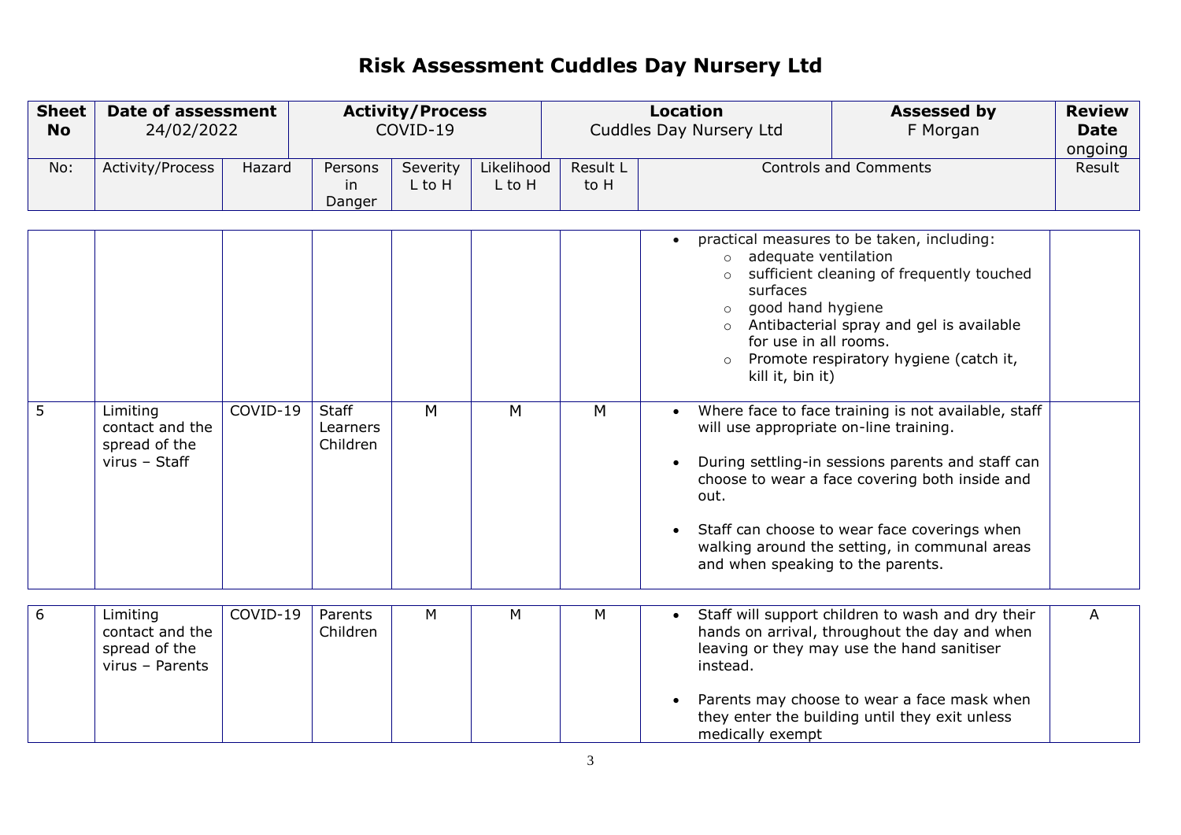# Risk Assessment Cuddles Day Nursery Ltd

| Sheet No | Date of assessment | | Activity/Process | | | Location | | Assessed by | Review Date |
|---|---|---|---|---|---|---|---|---|---|
| | 24/02/2022 | | COVID-19 | | | Cuddles Day Nursery Ltd | | F Morgan | ongoing |
| No: | Activity/Process | Hazard | Persons in Danger | Severity L to H | Likelihood L to H | Result L to H | Controls and Comments | | Result |
| | | | | | | | • practical measures to be taken, including:<br>○ adequate ventilation<br>○ sufficient cleaning of frequently touched surfaces<br>○ good hand hygiene<br>○ Antibacterial spray and gel is available for use in all rooms.<br>○ Promote respiratory hygiene (catch it, kill it, bin it) | | |
| 5 | Limiting contact and the spread of the virus – Staff | COVID-19 | Staff<br>Learners<br>Children | M | M | M | • Where face to face training is not available, staff will use appropriate on-line training.<br><br>• During settling-in sessions parents and staff can choose to wear a face covering both inside and out.<br><br>• Staff can choose to wear face coverings when walking around the setting, in communal areas and when speaking to the parents. | | |
| 6 | Limiting contact and the spread of the virus – Parents | COVID-19 | Parents<br>Children | M | M | M | • Staff will support children to wash and dry their hands on arrival, throughout the day and when leaving or they may use the hand sanitiser instead.<br><br>• Parents may choose to wear a face mask when they enter the building until they exit unless medically exempt | | A |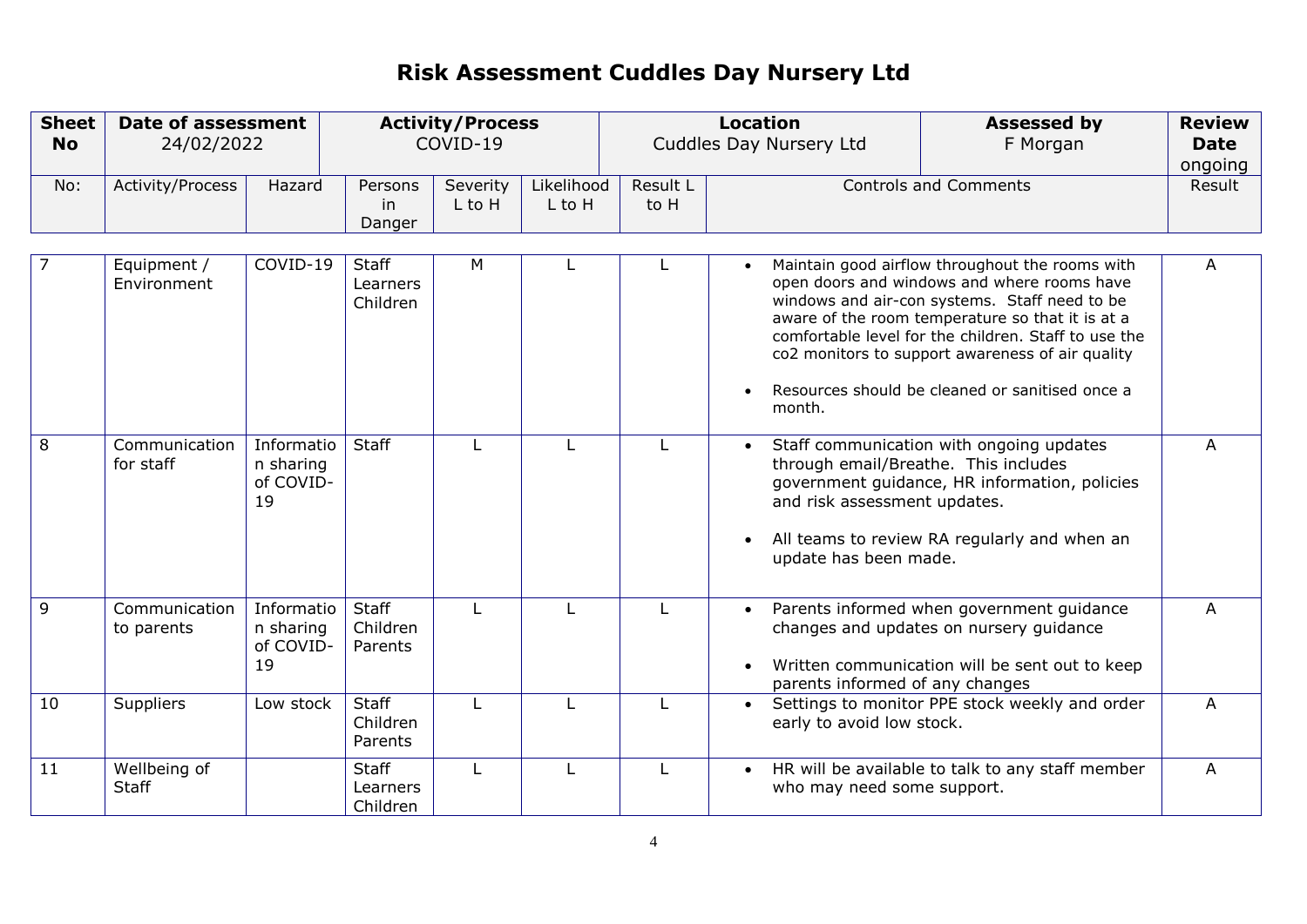# Risk Assessment Cuddles Day Nursery Ltd

| Sheet No | Date of assessment | | Activity/Process | | | Location | | Assessed by | Review Date |
|---|---|---|---|---|---|---|---|---|---|
| | 24/02/2022 | | COVID-19 | | | Cuddles Day Nursery Ltd | | F Morgan | ongoing |

| No: | Activity/Process | Hazard | Persons in Danger | Severity L to H | Likelihood L to H | Result L to H | Controls and Comments | Result |
|---|---|---|---|---|---|---|---|---|
| 7 | Equipment / Environment | COVID-19 | Staff<br>Learners<br>Children | M | L | L | • Maintain good airflow throughout the rooms with open doors and windows and where rooms have windows and air-con systems. Staff need to be aware of the room temperature so that it is at a comfortable level for the children. Staff to use the co2 monitors to support awareness of air quality<br><br>• Resources should be cleaned or sanitised once a month. | A |
| 8 | Communication for staff | Information sharing of COVID-19 | Staff | L | L | L | • Staff communication with ongoing updates through email/Breathe. This includes government guidance, HR information, policies and risk assessment updates.<br><br>• All teams to review RA regularly and when an update has been made. | A |
| 9 | Communication to parents | Information sharing of COVID-19 | Staff<br>Children<br>Parents | L | L | L | • Parents informed when government guidance changes and updates on nursery guidance<br><br>• Written communication will be sent out to keep parents informed of any changes | A |
| 10 | Suppliers | Low stock | Staff<br>Children<br>Parents | L | L | L | • Settings to monitor PPE stock weekly and order early to avoid low stock. | A |
| 11 | Wellbeing of Staff | | Staff<br>Learners<br>Children | L | L | L | • HR will be available to talk to any staff member who may need some support. | A |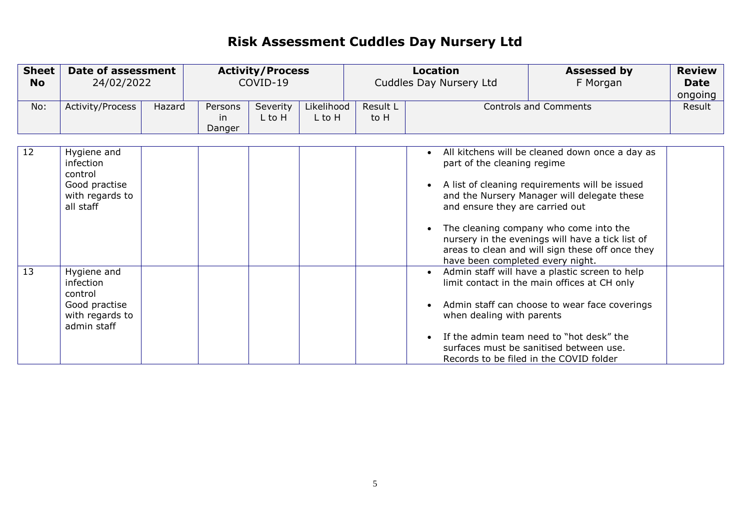# Risk Assessment Cuddles Day Nursery Ltd

| Sheet No | Date of assessment 24/02/2022 | | Activity/Process COVID-19 | | | Location Cuddles Day Nursery Ltd | | Assessed by F Morgan | Review Date ongoing |
|---|---|---|---|---|---|---|---|---|---|
| No: | Activity/Process | Hazard | Persons in Danger | Severity L to H | Likelihood L to H | Result L to H | Controls and Comments | | Result |
| 12 | Hygiene and infection control Good practise with regards to all staff | | | | | | • All kitchens will be cleaned down once a day as part of the cleaning regime<br><br>• A list of cleaning requirements will be issued and the Nursery Manager will delegate these and ensure they are carried out<br><br>• The cleaning company who come into the nursery in the evenings will have a tick list of areas to clean and will sign these off once they have been completed every night. | | |
| 13 | Hygiene and infection control Good practise with regards to admin staff | | | | | | • Admin staff will have a plastic screen to help limit contact in the main offices at CH only<br><br>• Admin staff can choose to wear face coverings when dealing with parents<br><br>• If the admin team need to "hot desk" the surfaces must be sanitised between use. Records to be filed in the COVID folder | | |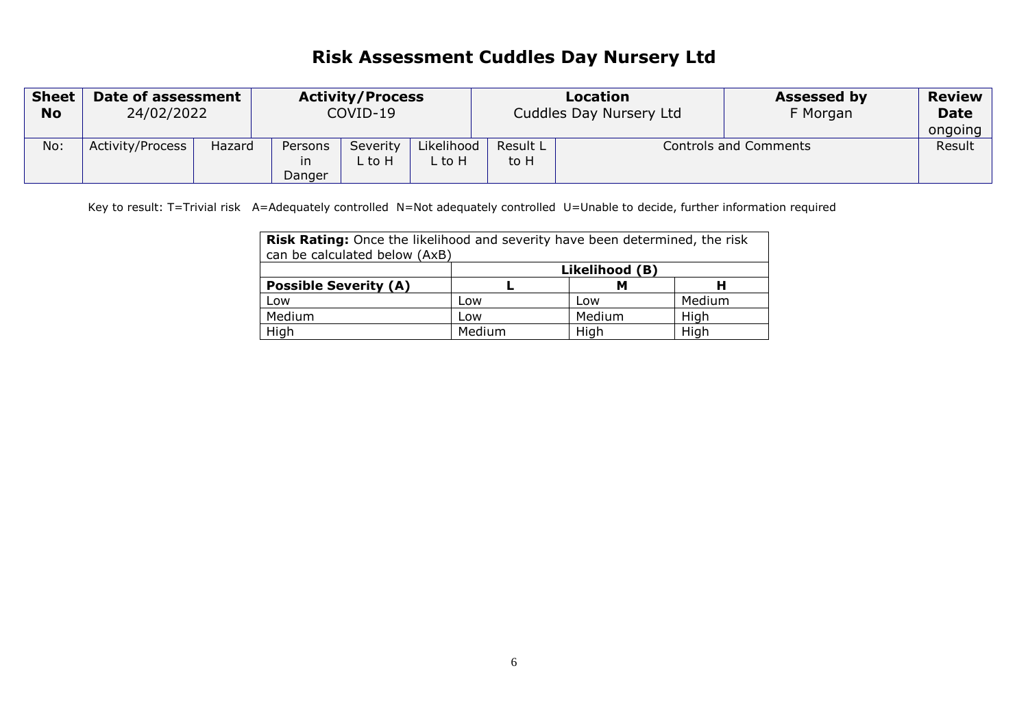# Risk Assessment Cuddles Day Nursery Ltd

| Sheet No | Date of assessment | | Activity/Process | | | Location | | Assessed by | Review Date |
|---|---|---|---|---|---|---|---|---|---|
| | 24/02/2022 | | COVID-19 | | | Cuddles Day Nursery Ltd | | F Morgan | ongoing |
| No: | Activity/Process | Hazard | Persons in Danger | Severity L to H | Likelihood L to H | Result L to H | Controls and Comments | | Result |

Key to result: T=Trivial risk A=Adequately controlled N=Not adequately controlled U=Unable to decide, further information required

| **Risk Rating:** Once the likelihood and severity have been determined, the risk can be calculated below (AxB) | | | |
|---|---|---|---|
| | **Likelihood (B)** | | |
| **Possible Severity (A)** | **L** | **M** | **H** |
| Low | Low | Low | Medium |
| Medium | Low | Medium | High |
| High | Medium | High | High |